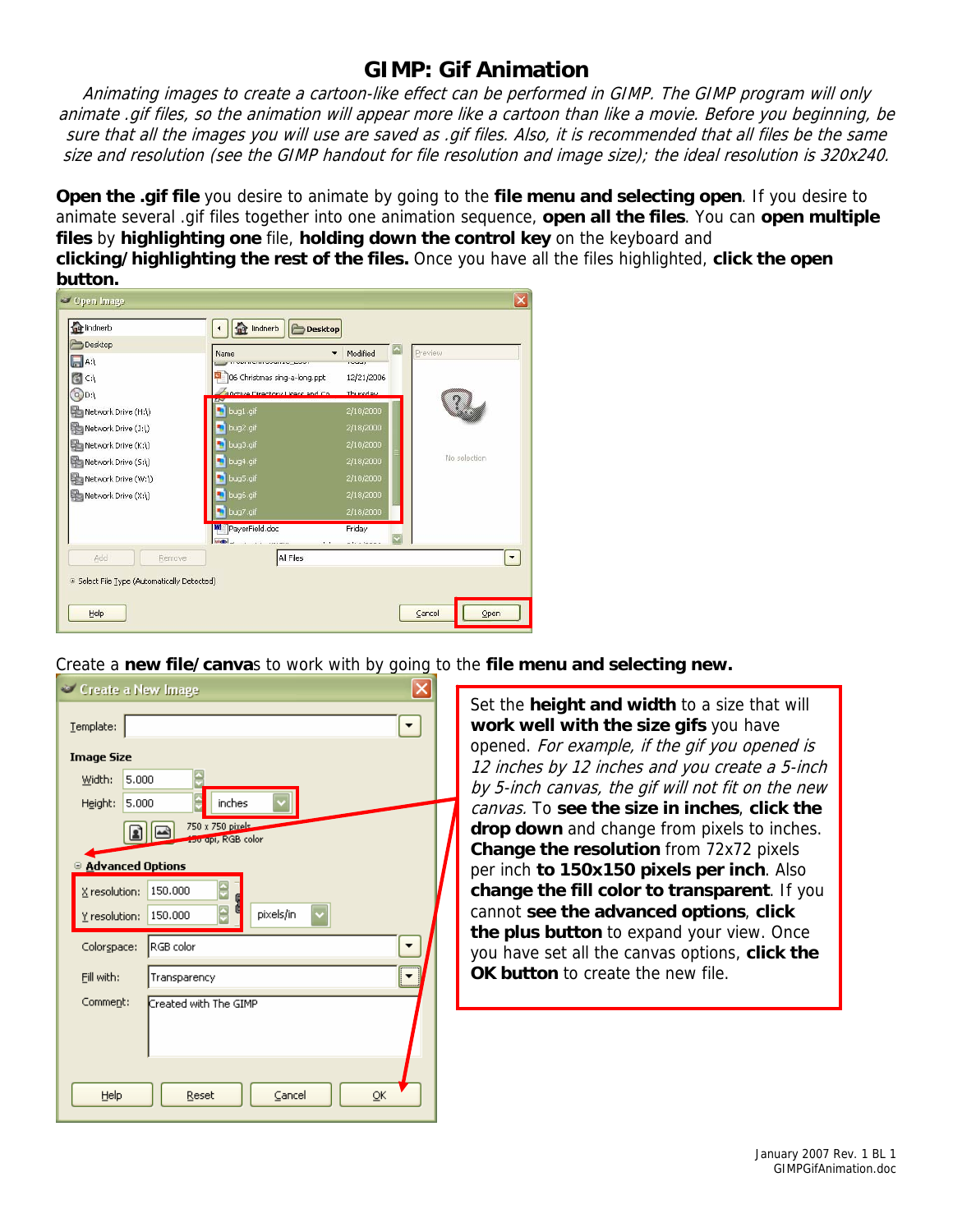# GIMP: Gif Animation

*Animating images to create a cartoon-like effect can be performed in GIMP. The GIMP program will only animate .gif files, so the animation will appear more like a cartoon than like a movie. Before you beginning, be sure that all the images you will use are saved as .gif files. Also, it is recommended that all files be the same size and resolution (see the GIMP handout for file resolution and image size); the ideal resolution is 320x240.*

**Open the .gif file** you desire to animate by going to the **file menu and selecting open**. If you desire to animate several .gif files together into one animation sequence, **open all the files**. You can **open multiple files** by **highlighting one** file, **holding down the control key** on the keyboard and **clicking/highlighting the rest of the files.** Once you have all the files highlighted, **click the open button.**

Create a **new file/canvas** to work with by going to the **file menu and selecting new.**

Set the **height and width** to a size that will **work well with the size gifs** you have opened. *For example, if the gif you opened is 12 inches by 12 inches and you create a 5-inch by 5-inch canvas, the gif will not fit on the new canvas.* To **see the size in inches**, **click the drop down** and change from pixels to inches. **Change the resolution** from 72x72 pixels per inch **to 150x150 pixels per inch**. Also **change the fill color to transparent**. If you cannot **see the advanced options**, **click the plus button** to expand your view. Once you have set all the canvas options, **click the OK button** to create the new file.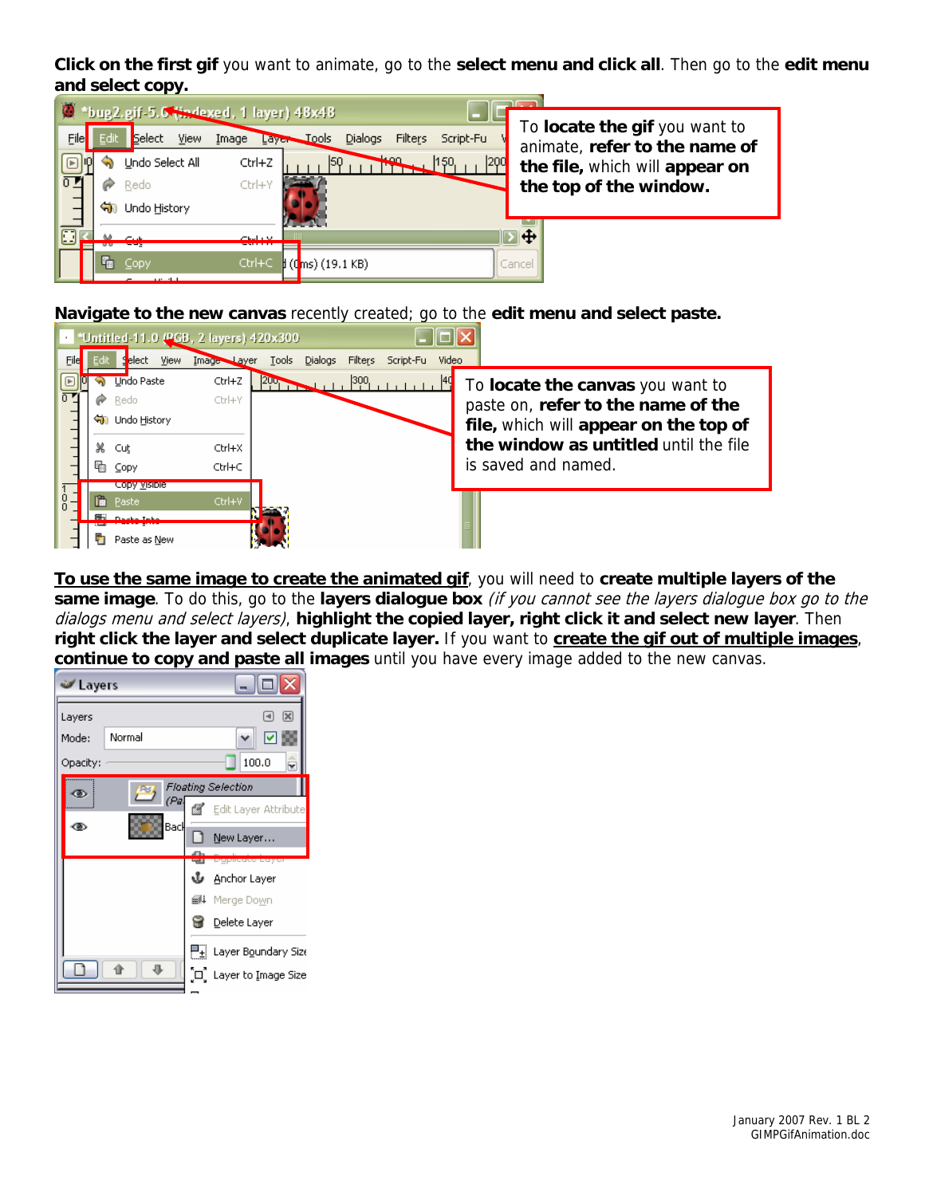**Click on the first gif** you want to animate, go to the **select menu and click all**. Then go to the **edit menu and select copy.**

To **locate the gif** you want to animate, **refer to the name of the file,** which will **appear on the top of the window.**

**Navigate to the new canvas** recently created; go to the **edit menu and select paste.**

To **locate the canvas** you want to paste on, **refer to the name of the file,** which will **appear on the top of the window as untitled** until the file is saved and named.

**To use the same image to create the animated gif**, you will need to **create multiple layers of the same image**. To do this, go to the **layers dialogue box** *(if you cannot see the layers dialogue box go to the dialogs menu and select layers)*, **highlight the copied layer, right click it and select new layer**. Then **right click the layer and select duplicate layer.** If you want to **create the gif out of multiple images**, **continue to copy and paste all images** until you have every image added to the new canvas.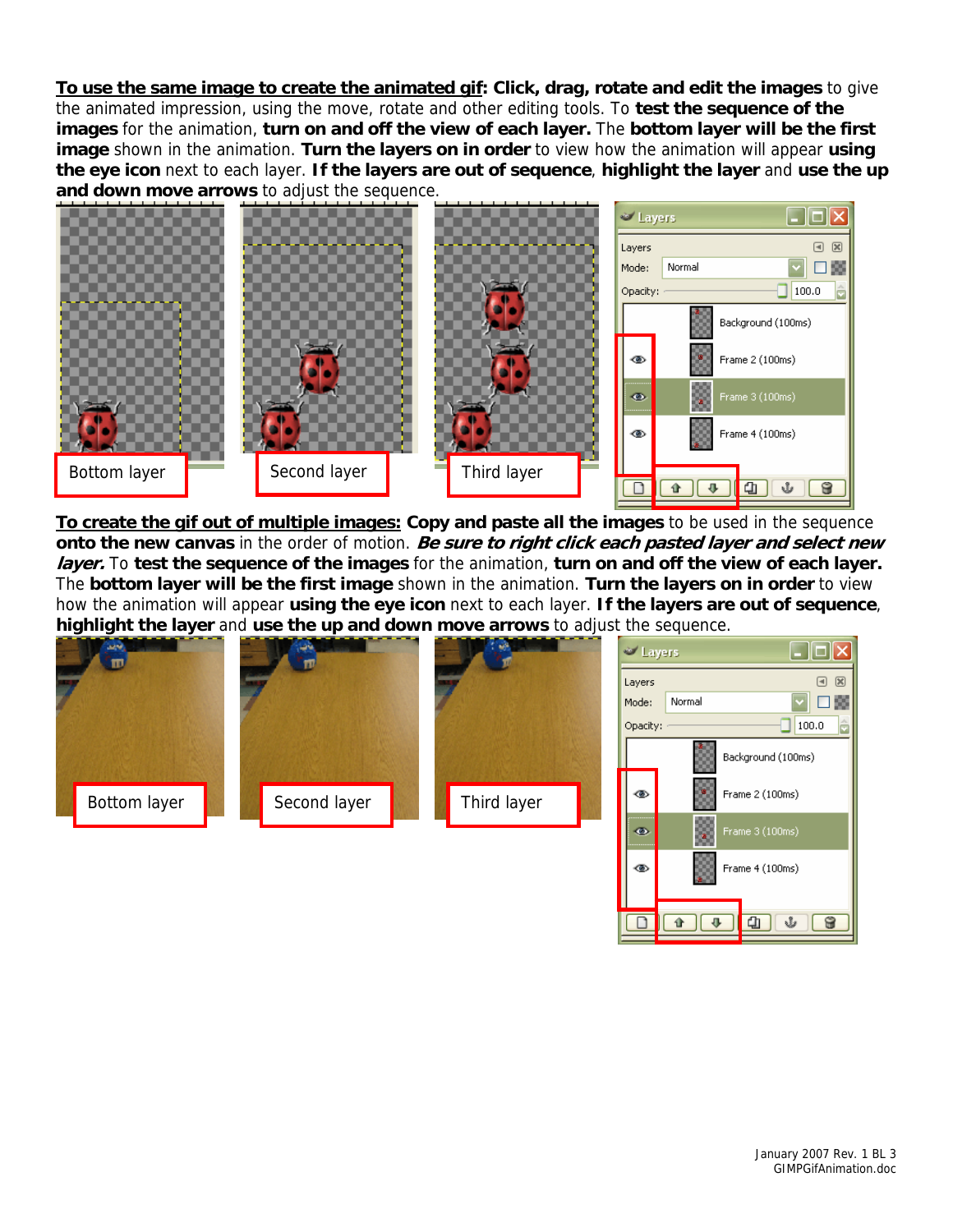**<u>To use the same image to create the animated gif</u>: Click, drag, rotate and edit the images** to give the animated impression, using the move, rotate and other editing tools. To **test the sequence of the images** for the animation, **turn on and off the view of each layer.** The **bottom layer will be the first image** shown in the animation. **Turn the layers on in order** to view how the animation will appear **using the eye icon** next to each layer. **If the layers are out of sequence**, **highlight the layer** and **use the up and down move arrows** to adjust the sequence.

Bottom layer

Second layer

Third layer

**<u>To create the gif out of multiple images:</u> Copy and paste all the images** to be used in the sequence **onto the new canvas** in the order of motion. ***Be sure to right click each pasted layer and select new layer.*** To **test the sequence of the images** for the animation, **turn on and off the view of each layer.** The **bottom layer will be the first image** shown in the animation. **Turn the layers on in order** to view how the animation will appear **using the eye icon** next to each layer. **If the layers are out of sequence**, **highlight the layer** and **use the up and down move arrows** to adjust the sequence.

Bottom layer

Second layer

Third layer

January 2007 Rev. 1 BL 3
GIMPGifAnimation.doc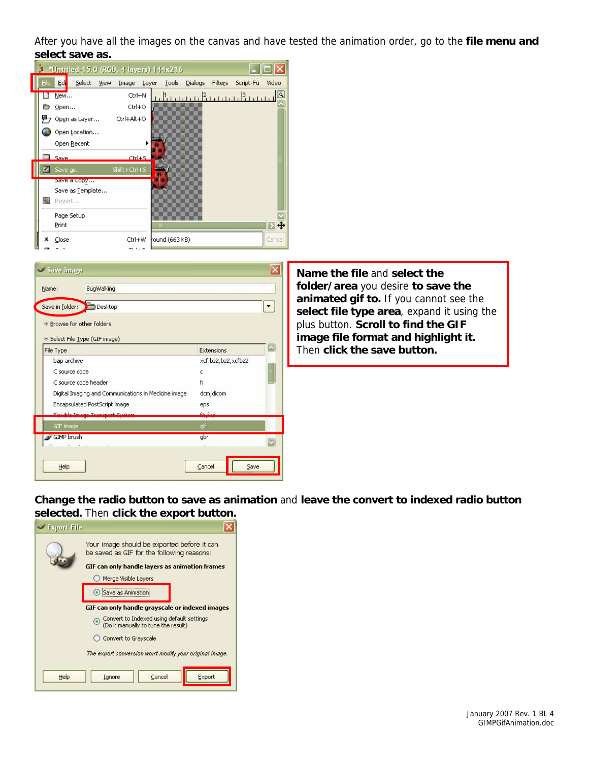After you have all the images on the canvas and have tested the animation order, go to the **file menu and select save as.**

**Name the file** and **select the folder/area** you desire **to save the animated gif to.** If you cannot see the **select file type area**, expand it using the plus button. **Scroll to find the GIF image file format and highlight it.** Then **click the save button.**

**Change the radio button to save as animation** and **leave the convert to indexed radio button selected.** Then **click the export button.**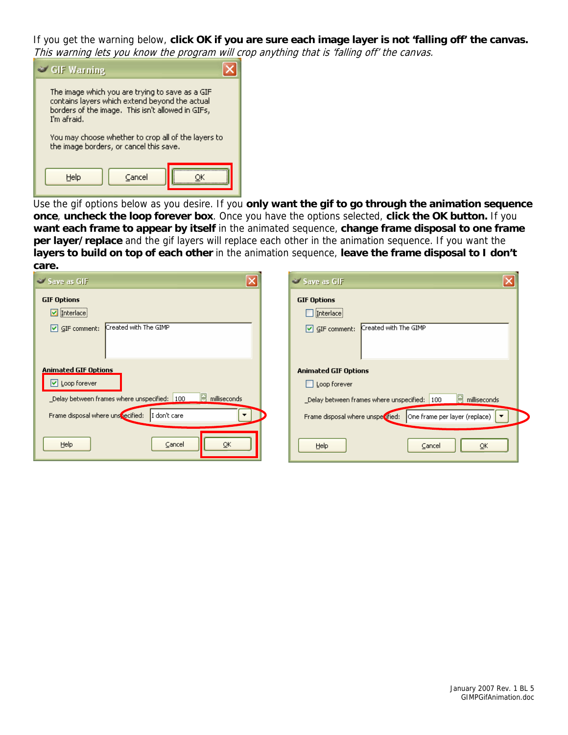If you get the warning below, **click OK if you are sure each image layer is not 'falling off' the canvas.** *This warning lets you know the program will crop anything that is 'falling off' the canvas.*

Use the gif options below as you desire. If you **only want the gif to go through the animation sequence once**, **uncheck the loop forever box**. Once you have the options selected, **click the OK button.** If you **want each frame to appear by itself** in the animated sequence, **change frame disposal to one frame per layer/replace** and the gif layers will replace each other in the animation sequence. If you want the **layers to build on top of each other** in the animation sequence, **leave the frame disposal to I don't care.**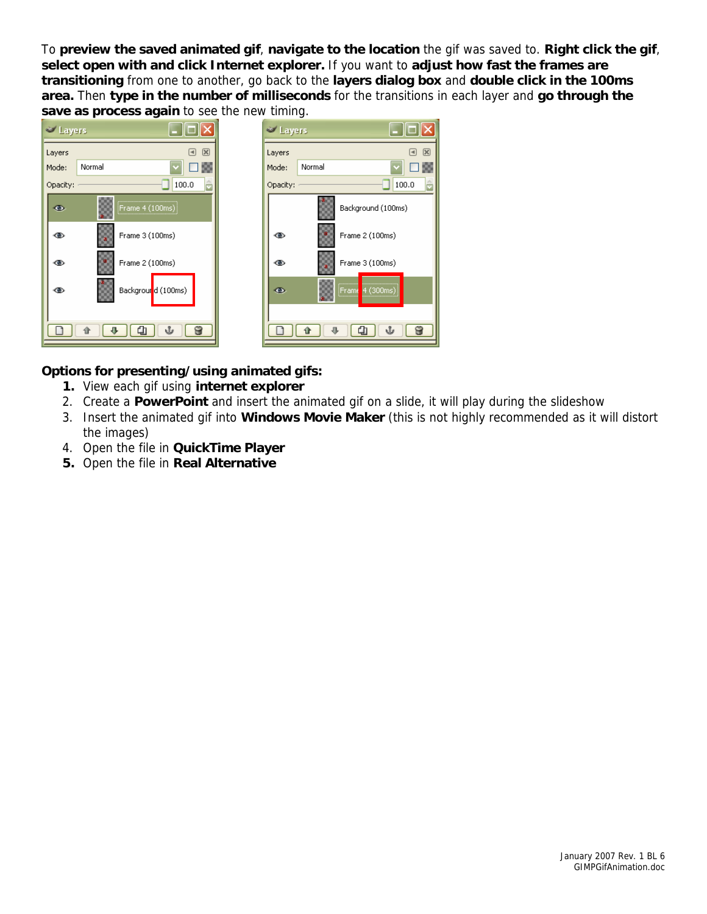To **preview the saved animated gif**, **navigate to the location** the gif was saved to. **Right click the gif**, **select open with and click Internet explorer.** If you want to **adjust how fast the frames are transitioning** from one to another, go back to the **layers dialog box** and **double click in the 100ms area.** Then **type in the number of milliseconds** for the transitions in each layer and **go through the save as process again** to see the new timing.

**Options for presenting/using animated gifs:**

1. View each gif using **internet explorer**
2. Create a **PowerPoint** and insert the animated gif on a slide, it will play during the slideshow
3. Insert the animated gif into **Windows Movie Maker** (this is not highly recommended as it will distort the images)
4. Open the file in **QuickTime Player**
5. Open the file in **Real Alternative**

January 2007 Rev. 1 BL 6
GIMPGifAnimation.doc